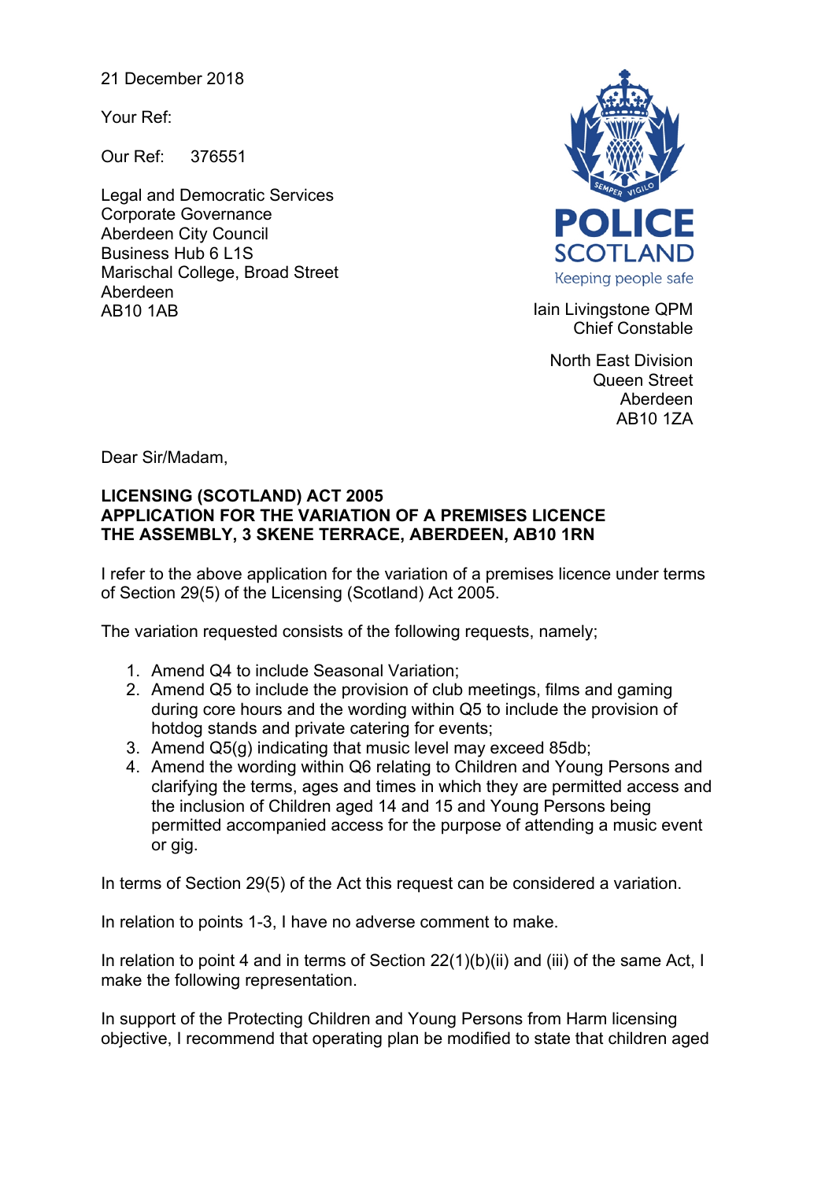21 December 2018

Your Ref:

Our Ref: 376551

Legal and Democratic Services
Corporate Governance
Aberdeen City Council
Business Hub 6 L1S
Marischal College, Broad Street
Aberdeen
AB10 1AB

POLICE SCOTLAND
Keeping people safe

Iain Livingstone QPM
Chief Constable

North East Division
Queen Street
Aberdeen
AB10 1ZA

Dear Sir/Madam,

**LICENSING (SCOTLAND) ACT 2005**
**APPLICATION FOR THE VARIATION OF A PREMISES LICENCE**
**THE ASSEMBLY, 3 SKENE TERRACE, ABERDEEN, AB10 1RN**

I refer to the above application for the variation of a premises licence under terms of Section 29(5) of the Licensing (Scotland) Act 2005.

The variation requested consists of the following requests, namely;

1. Amend Q4 to include Seasonal Variation;
2. Amend Q5 to include the provision of club meetings, films and gaming during core hours and the wording within Q5 to include the provision of hotdog stands and private catering for events;
3. Amend Q5(g) indicating that music level may exceed 85db;
4. Amend the wording within Q6 relating to Children and Young Persons and clarifying the terms, ages and times in which they are permitted access and the inclusion of Children aged 14 and 15 and Young Persons being permitted accompanied access for the purpose of attending a music event or gig.

In terms of Section 29(5) of the Act this request can be considered a variation.

In relation to points 1-3, I have no adverse comment to make.

In relation to point 4 and in terms of Section 22(1)(b)(ii) and (iii) of the same Act, I make the following representation.

In support of the Protecting Children and Young Persons from Harm licensing objective, I recommend that operating plan be modified to state that children aged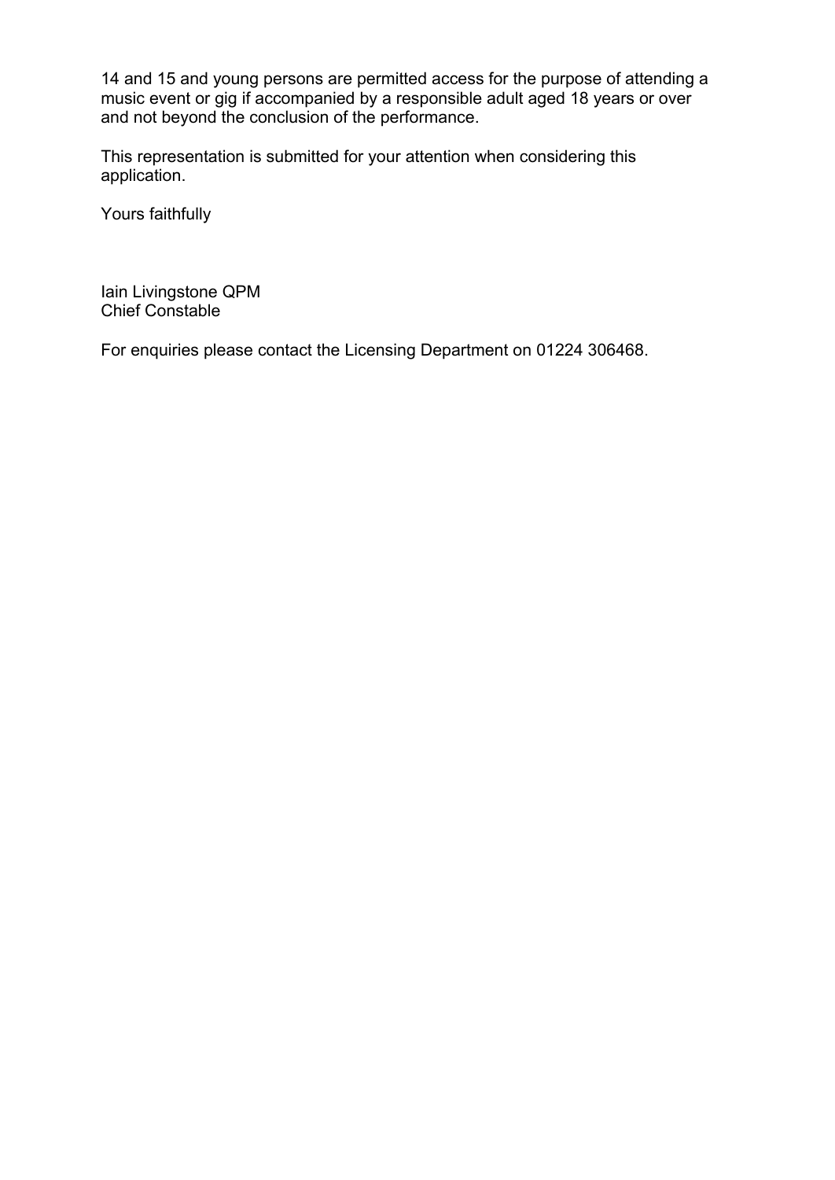14 and 15 and young persons are permitted access for the purpose of attending a music event or gig if accompanied by a responsible adult aged 18 years or over and not beyond the conclusion of the performance.

This representation is submitted for your attention when considering this application.

Yours faithfully

Iain Livingstone QPM
Chief Constable

For enquiries please contact the Licensing Department on 01224 306468.